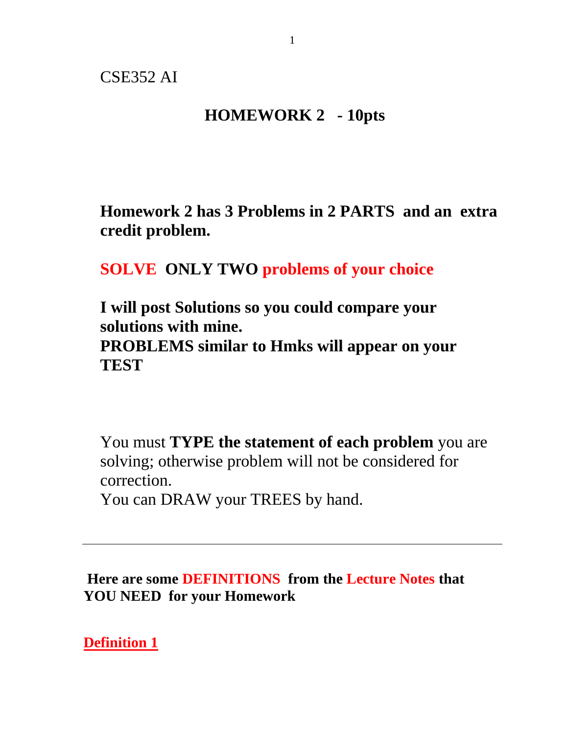CSE352 AI

# HOMEWORK 2 - 10pts

**Homework 2 has 3 Problems in 2 PARTS and an extra credit problem.**

**SOLVE ONLY TWO problems of your choice**

**I will post Solutions so you could compare your solutions with mine.**
**PROBLEMS similar to Hmks will appear on your TEST**

You must **TYPE the statement of each problem** you are solving; otherwise problem will not be considered for correction.
You can DRAW your TREES by hand.

---

**Here are some DEFINITIONS from the Lecture Notes that YOU NEED for your Homework**

**Definition 1**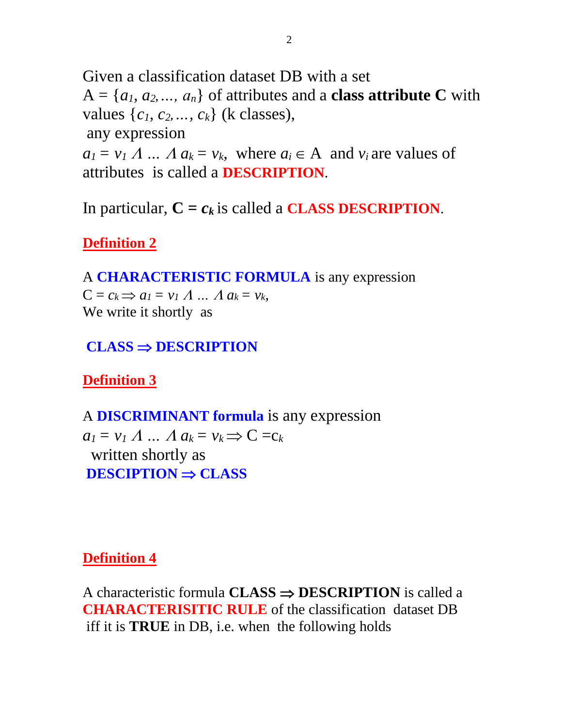Given a classification dataset DB with a set $A = \{a_1, a_2, \ldots, a_n\}$ of attributes and a **class attribute C** with values $\{c_1, c_2, \ldots, c_k\}$ (k classes), any expression

$a_1 = v_1 \wedge \ldots \wedge a_k = v_k$, where $a_i \in A$ and $v_i$ are values of attributes is called a **DESCRIPTION**.

In particular, $\mathbf{C = c_k}$ is called a **CLASS DESCRIPTION**.

## Definition 2

A **CHARACTERISTIC FORMULA** is any expression

$C = c_k \Rightarrow a_1 = v_1 \wedge \ldots \wedge a_k = v_k$,

We write it shortly as

**CLASS ⇒ DESCRIPTION**

## Definition 3

A **DISCRIMINANT formula** is any expression

$a_1 = v_1 \wedge \ldots \wedge a_k = v_k \Rightarrow C = c_k$

written shortly as

**DESCIPTION ⇒ CLASS**

## Definition 4

A characteristic formula **CLASS ⇒ DESCRIPTION** is called a **CHARACTERISITIC RULE** of the classification dataset DB iff it is **TRUE** in DB, i.e. when the following holds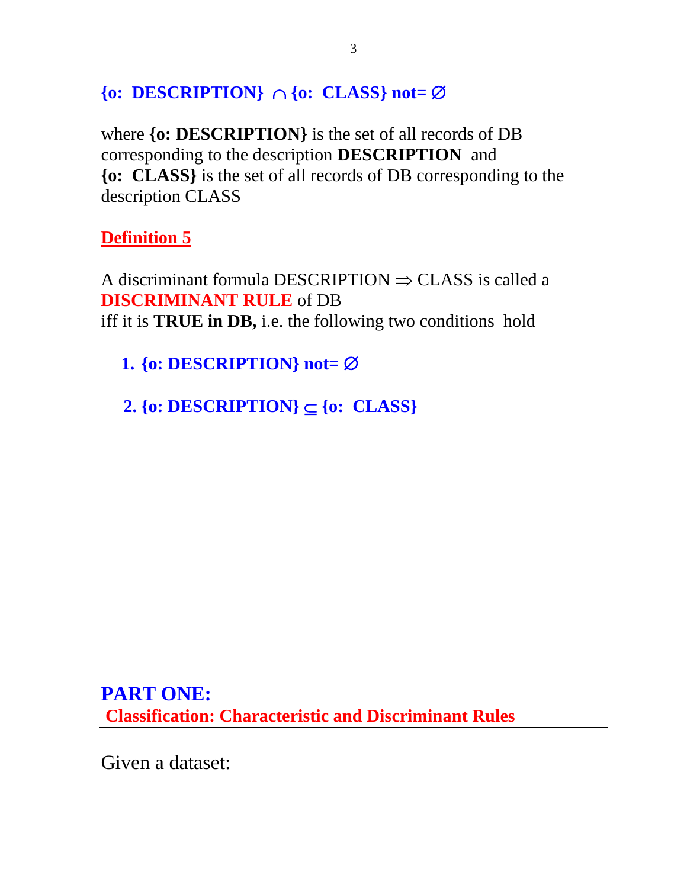**{o: DESCRIPTION} $\cap$ {o: CLASS} not= $\varnothing$**

where **{o: DESCRIPTION}** is the set of all records of DB corresponding to the description **DESCRIPTION** and **{o: CLASS}** is the set of all records of DB corresponding to the description CLASS

## Definition 5

A discriminant formula DESCRIPTION $\Rightarrow$ CLASS is called a **DISCRIMINANT RULE** of DB iff it is **TRUE in DB,** i.e. the following two conditions hold

1. **{o: DESCRIPTION} not= $\varnothing$**
2. **{o: DESCRIPTION} $\subseteq$ {o: CLASS}**

# PART ONE:

## Classification: Characteristic and Discriminant Rules

Given a dataset: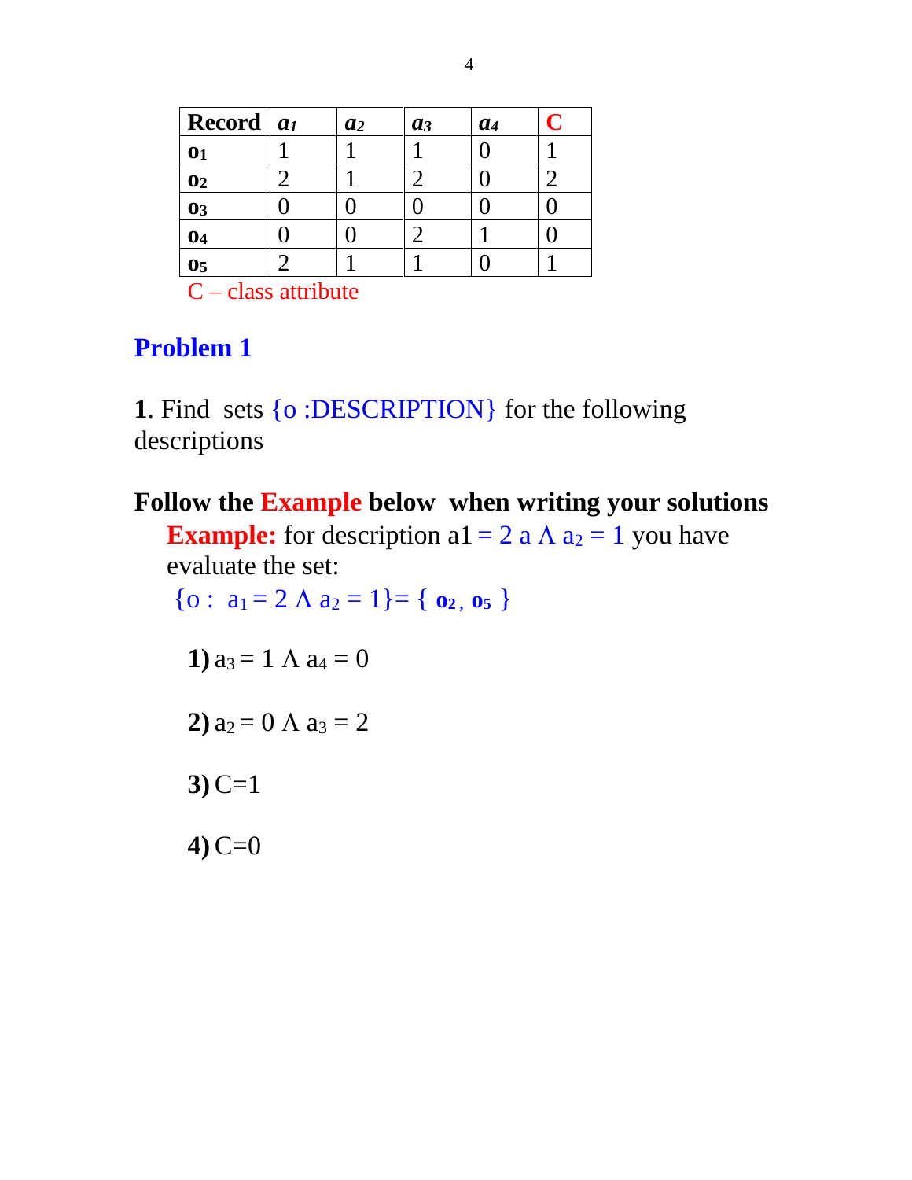| Record | $a_1$ | $a_2$ | $a_3$ | $a_4$ | C |
|---|---|---|---|---|---|
| **$o_1$** | 1 | 1 | 1 | 0 | 1 |
| **$o_2$** | 2 | 1 | 2 | 0 | 2 |
| **$o_3$** | 0 | 0 | 0 | 0 | 0 |
| **$o_4$** | 0 | 0 | 2 | 1 | 0 |
| **$o_5$** | 2 | 1 | 1 | 0 | 1 |

C – class attribute

## Problem 1

**1**. Find sets {o :DESCRIPTION} for the following descriptions

**Follow the Example below when writing your solutions**

**Example:** for description a1 = 2 a $\Lambda$ $a_2 = 1$ you have evaluate the set:

$\{o : a_1 = 2 \ \Lambda \ a_2 = 1\} = \{ \mathbf{o_2}, \mathbf{o_5} \}$

**1)** $a_3 = 1 \ \Lambda \ a_4 = 0$

**2)** $a_2 = 0 \ \Lambda \ a_3 = 2$

**3)** C=1

**4)** C=0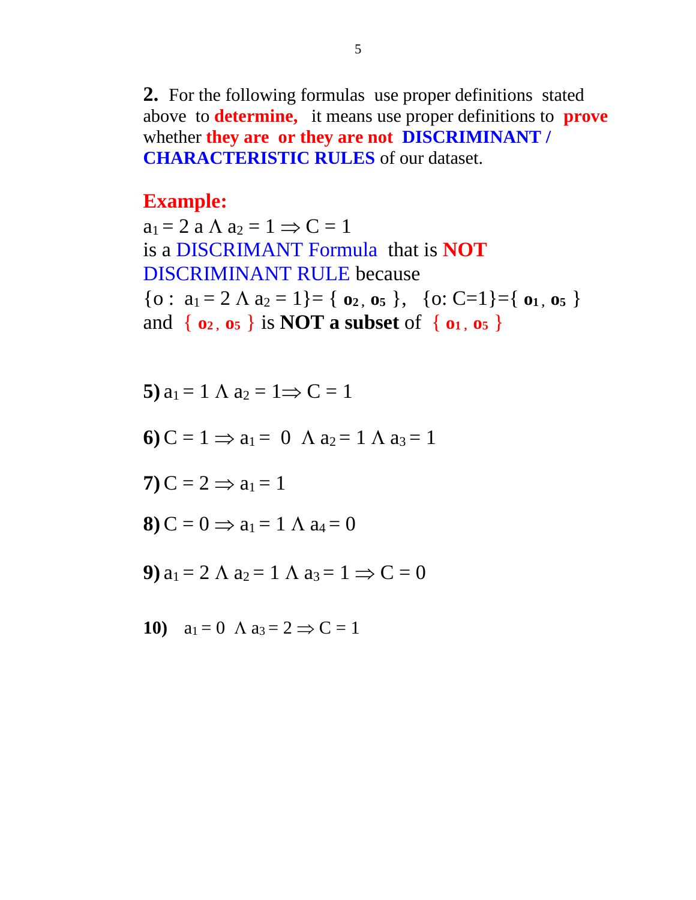**2.** For the following formulas use proper definitions stated above to **determine,** it means use proper definitions to **prove** whether **they are or they are not DISCRIMINANT / CHARACTERISTIC RULES** of our dataset.

**Example:**

$a_1 = 2$ a $\Lambda$ $a_2 = 1 \Rightarrow C = 1$

is a DISCRIMANT Formula that is **NOT** DISCRIMINANT RULE because

$\{o: a_1 = 2 \ \Lambda \ a_2 = 1\} = \{ \mathbf{o_2}, \mathbf{o_5} \}$, $\{o: C=1\} = \{ \mathbf{o_1}, \mathbf{o_5} \}$

and $\{ \mathbf{o_2}, \mathbf{o_5} \}$ is **NOT a subset** of $\{ \mathbf{o_1}, \mathbf{o_5} \}$

**5)** $a_1 = 1 \ \Lambda \ a_2 = 1 \Rightarrow C = 1$

**6)** $C = 1 \Rightarrow a_1 = 0 \ \Lambda \ a_2 = 1 \ \Lambda \ a_3 = 1$

**7)** $C = 2 \Rightarrow a_1 = 1$

**8)** $C = 0 \Rightarrow a_1 = 1 \ \Lambda \ a_4 = 0$

**9)** $a_1 = 2 \ \Lambda \ a_2 = 1 \ \Lambda \ a_3 = 1 \Rightarrow C = 0$

**10)** $a_1 = 0 \ \Lambda \ a_3 = 2 \Rightarrow C = 1$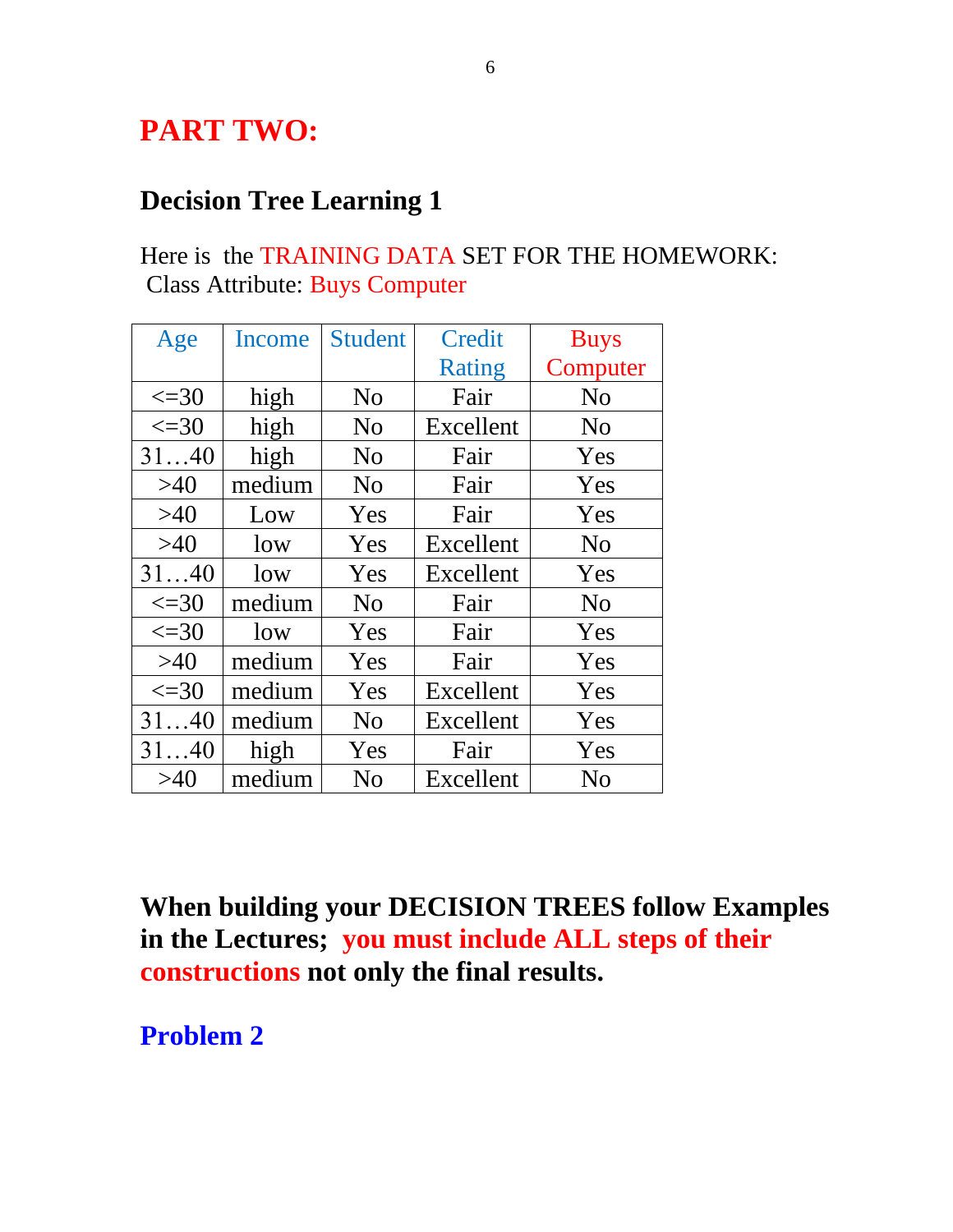# PART TWO:

## Decision Tree Learning 1

Here is the TRAINING DATA SET FOR THE HOMEWORK:
Class Attribute: Buys Computer

| Age | Income | Student | Credit Rating | Buys Computer |
|---|---|---|---|---|
| <=30 | high | No | Fair | No |
| <=30 | high | No | Excellent | No |
| 31…40 | high | No | Fair | Yes |
| >40 | medium | No | Fair | Yes |
| >40 | Low | Yes | Fair | Yes |
| >40 | low | Yes | Excellent | No |
| 31…40 | low | Yes | Excellent | Yes |
| <=30 | medium | No | Fair | No |
| <=30 | low | Yes | Fair | Yes |
| >40 | medium | Yes | Fair | Yes |
| <=30 | medium | Yes | Excellent | Yes |
| 31…40 | medium | No | Excellent | Yes |
| 31…40 | high | Yes | Fair | Yes |
| >40 | medium | No | Excellent | No |

**When building your DECISION TREES follow Examples in the Lectures; you must include ALL steps of their constructions not only the final results.**

### Problem 2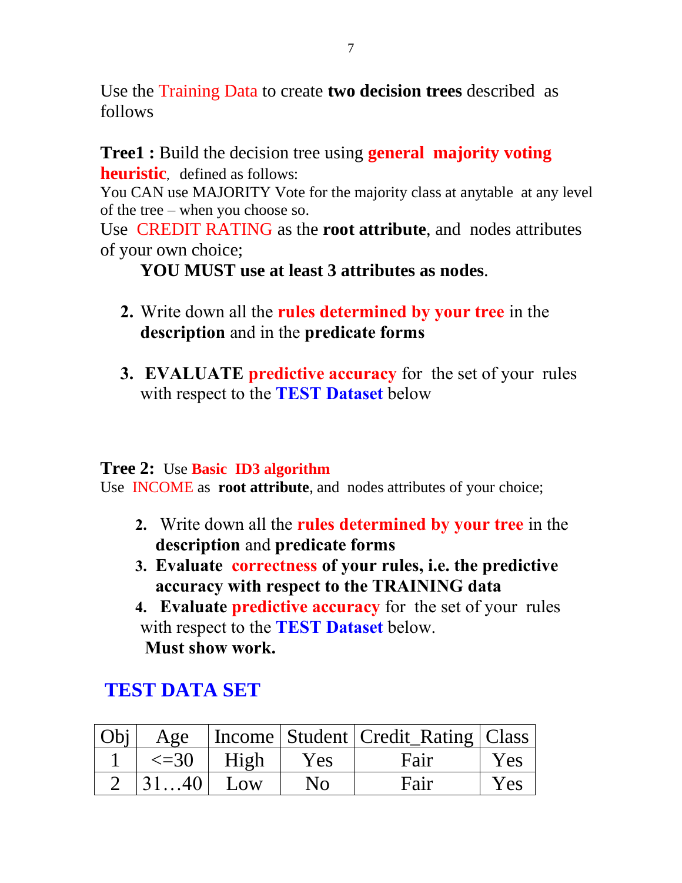Use the Training Data to create **two decision trees** described as follows

**Tree1 :** Build the decision tree using **general majority voting heuristic**, defined as follows:
You CAN use MAJORITY Vote for the majority class at anytable at any level of the tree – when you choose so.
Use CREDIT RATING as the **root attribute**, and nodes attributes of your own choice;

**YOU MUST use at least 3 attributes as nodes**.

2. Write down all the **rules determined by your tree** in the **description** and in the **predicate forms**

3. **EVALUATE predictive accuracy** for the set of your rules with respect to the **TEST Dataset** below

**Tree 2:** Use **Basic ID3 algorithm**
Use INCOME as **root attribute**, and nodes attributes of your choice;

2. Write down all the **rules determined by your tree** in the **description** and **predicate forms**
3. **Evaluate correctness of your rules, i.e. the predictive accuracy with respect to the TRAINING data**
4. **Evaluate predictive accuracy** for the set of your rules with respect to the **TEST Dataset** below.
 **Must show work.**

## TEST DATA SET

| Obj | Age | Income | Student | Credit_Rating | Class |
|---|---|---|---|---|---|
| 1 | <=30 | High | Yes | Fair | Yes |
| 2 | 31…40 | Low | No | Fair | Yes |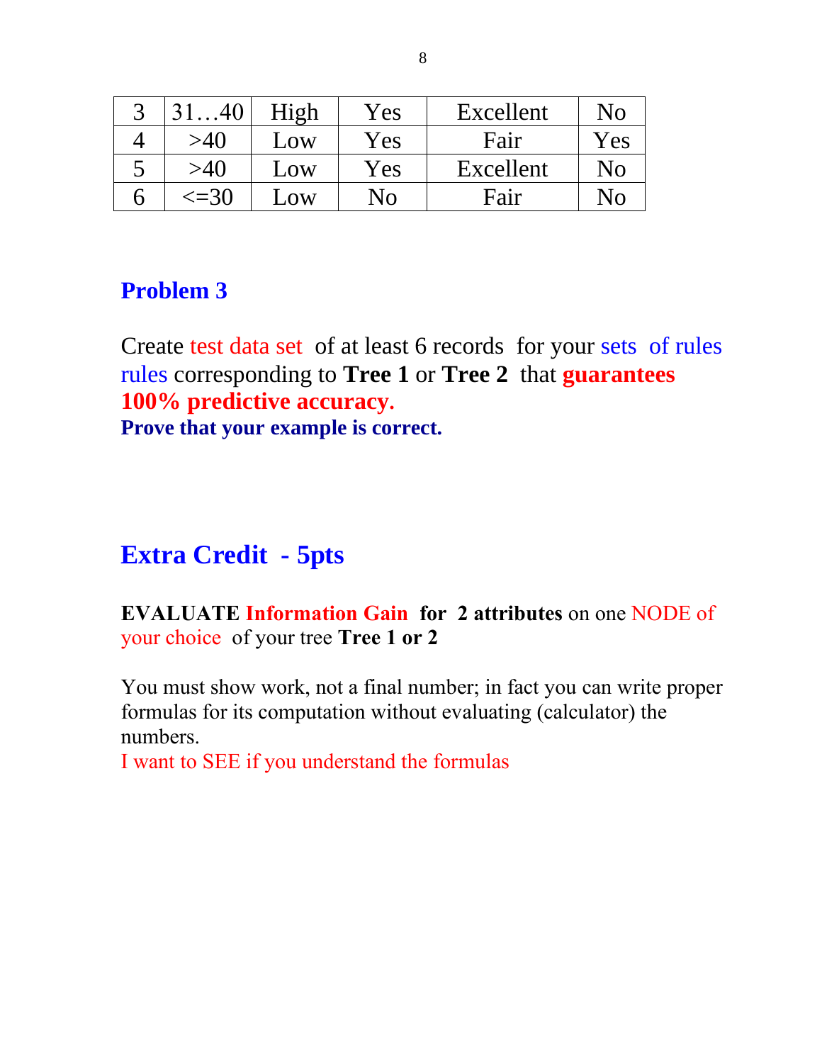| | | | | | |
|---|---|---|---|---|---|
| 3 | 31…40 | High | Yes | Excellent | No |
| 4 | >40 | Low | Yes | Fair | Yes |
| 5 | >40 | Low | Yes | Excellent | No |
| 6 | <=30 | Low | No | Fair | No |

## Problem 3

Create test data set of at least 6 records for your sets of rules rules corresponding to **Tree 1** or **Tree 2** that **guarantees 100% predictive accuracy.**

**Prove that your example is correct.**

## Extra Credit - 5pts

**EVALUATE Information Gain for 2 attributes** on one NODE of your choice of your tree **Tree 1 or 2**

You must show work, not a final number; in fact you can write proper formulas for its computation without evaluating (calculator) the numbers.

I want to SEE if you understand the formulas